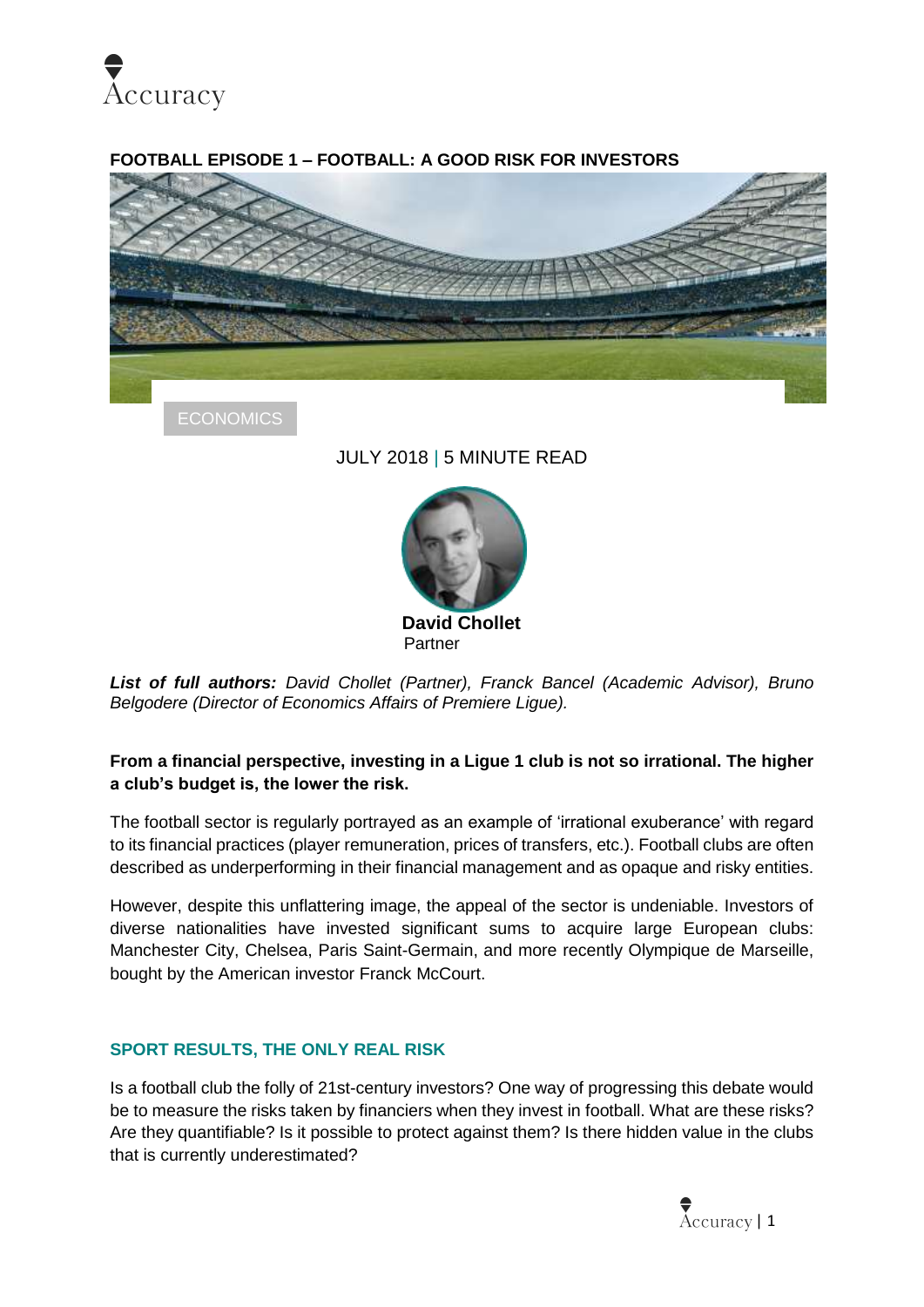# FOOTBALL EPISODE 1 – FOOTBALL: A GOOD RISK FOR INVESTORS

ECONOMICS

JULY 2018 | 5 MINUTE READ

**David Chollet**
Partner

***List of full authors:*** *David Chollet (Partner), Franck Bancel (Academic Advisor), Bruno Belgodere (Director of Economics Affairs of Premiere Ligue).*

**From a financial perspective, investing in a Ligue 1 club is not so irrational. The higher a club's budget is, the lower the risk.**

The football sector is regularly portrayed as an example of 'irrational exuberance' with regard to its financial practices (player remuneration, prices of transfers, etc.). Football clubs are often described as underperforming in their financial management and as opaque and risky entities.

However, despite this unflattering image, the appeal of the sector is undeniable. Investors of diverse nationalities have invested significant sums to acquire large European clubs: Manchester City, Chelsea, Paris Saint-Germain, and more recently Olympique de Marseille, bought by the American investor Franck McCourt.

## SPORT RESULTS, THE ONLY REAL RISK

Is a football club the folly of 21st-century investors? One way of progressing this debate would be to measure the risks taken by financiers when they invest in football. What are these risks? Are they quantifiable? Is it possible to protect against them? Is there hidden value in the clubs that is currently underestimated?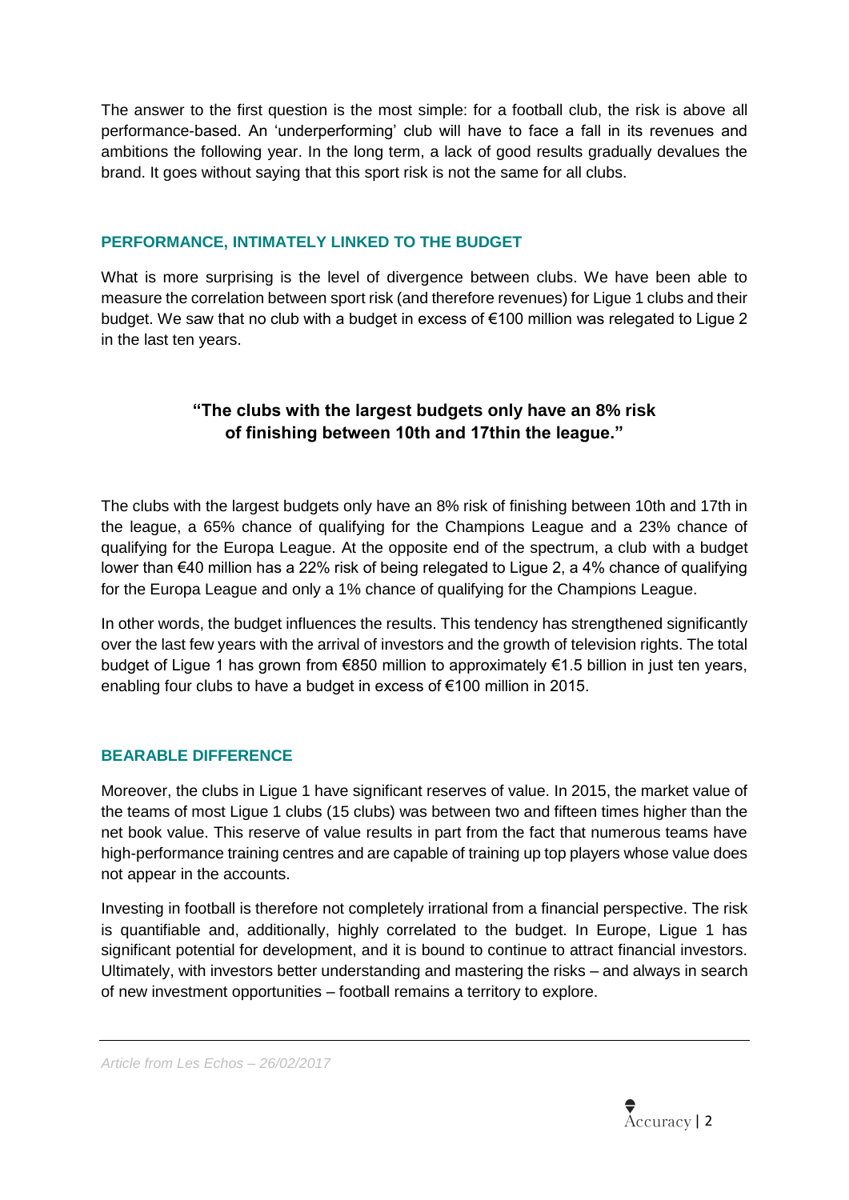The answer to the first question is the most simple: for a football club, the risk is above all performance-based. An 'underperforming' club will have to face a fall in its revenues and ambitions the following year. In the long term, a lack of good results gradually devalues the brand. It goes without saying that this sport risk is not the same for all clubs.

## PERFORMANCE, INTIMATELY LINKED TO THE BUDGET

What is more surprising is the level of divergence between clubs. We have been able to measure the correlation between sport risk (and therefore revenues) for Ligue 1 clubs and their budget. We saw that no club with a budget in excess of €100 million was relegated to Ligue 2 in the last ten years.

> **"The clubs with the largest budgets only have an 8% risk of finishing between 10th and 17thin the league."**

The clubs with the largest budgets only have an 8% risk of finishing between 10th and 17th in the league, a 65% chance of qualifying for the Champions League and a 23% chance of qualifying for the Europa League. At the opposite end of the spectrum, a club with a budget lower than €40 million has a 22% risk of being relegated to Ligue 2, a 4% chance of qualifying for the Europa League and only a 1% chance of qualifying for the Champions League.

In other words, the budget influences the results. This tendency has strengthened significantly over the last few years with the arrival of investors and the growth of television rights. The total budget of Ligue 1 has grown from €850 million to approximately €1.5 billion in just ten years, enabling four clubs to have a budget in excess of €100 million in 2015.

## BEARABLE DIFFERENCE

Moreover, the clubs in Ligue 1 have significant reserves of value. In 2015, the market value of the teams of most Ligue 1 clubs (15 clubs) was between two and fifteen times higher than the net book value. This reserve of value results in part from the fact that numerous teams have high-performance training centres and are capable of training up top players whose value does not appear in the accounts.

Investing in football is therefore not completely irrational from a financial perspective. The risk is quantifiable and, additionally, highly correlated to the budget. In Europe, Ligue 1 has significant potential for development, and it is bound to continue to attract financial investors. Ultimately, with investors better understanding and mastering the risks – and always in search of new investment opportunities – football remains a territory to explore.

---

*Article from Les Echos – 26/02/2017*